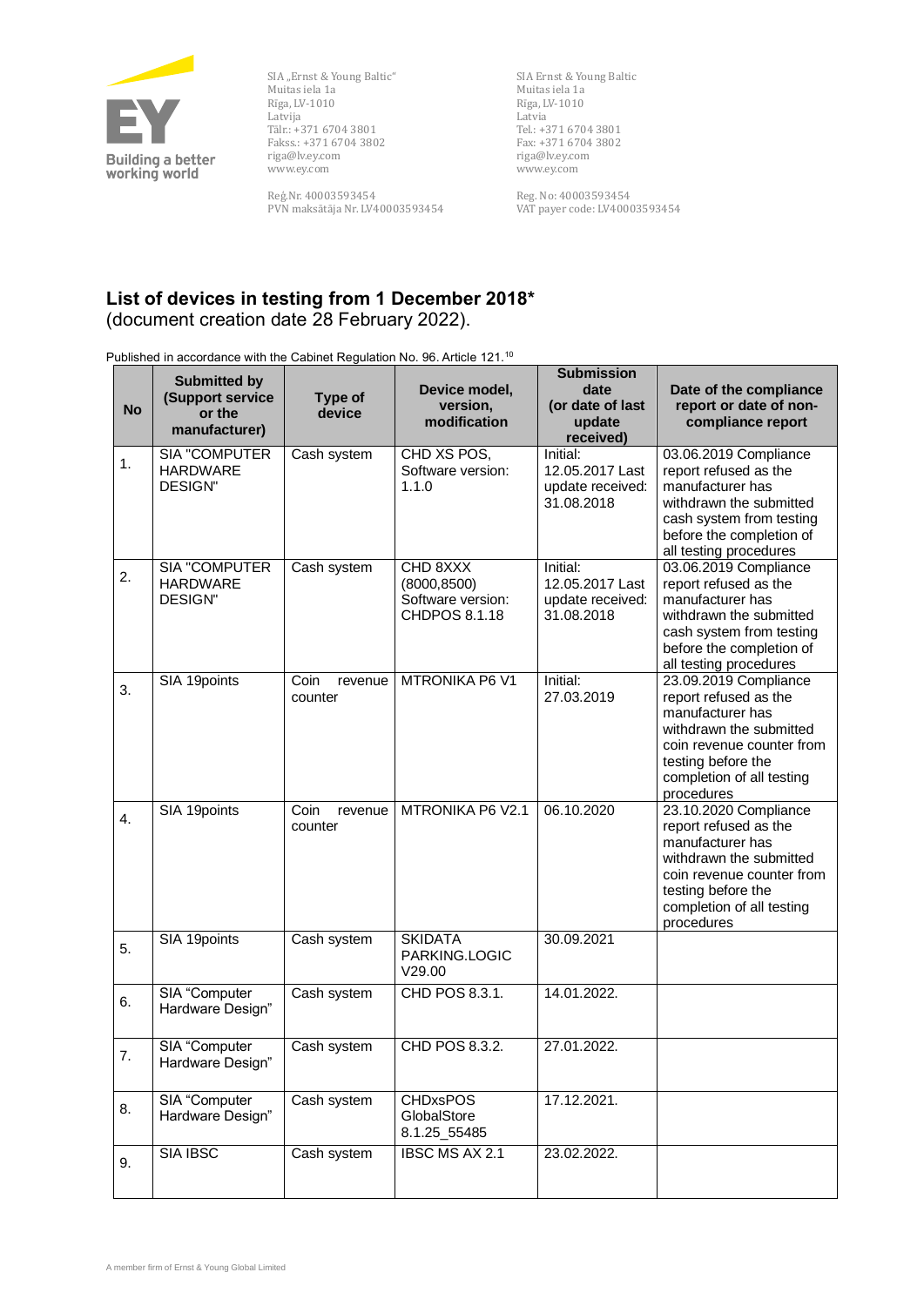SIA „Ernst & Young Baltic"
Muitas iela 1a
Rīga, LV-1010
Latvija
Tālr.: +371 6704 3801
Fakss.: +371 6704 3802
riga@lv.ey.com
www.ey.com

Reģ.Nr. 40003593454
PVN maksātāja Nr. LV40003593454

SIA Ernst & Young Baltic
Muitas iela 1a
Riga, LV-1010
Latvia
Tel.: +371 6704 3801
Fax: +371 6704 3802
riga@lv.ey.com
www.ey.com

Reg. No: 40003593454
VAT payer code: LV40003593454

## List of devices in testing from 1 December 2018*

(document creation date 28 February 2022).

Published in accordance with the Cabinet Regulation No. 96. Article 121.[10]

| No | Submitted by (Support service or the manufacturer) | Type of device | Device model, version, modification | Submission date (or date of last update received) | Date of the compliance report or date of non-compliance report |
|---|---|---|---|---|---|
| 1. | SIA "COMPUTER HARDWARE DESIGN" | Cash system | CHD XS POS, Software version: 1.1.0 | Initial: 12.05.2017 Last update received: 31.08.2018 | 03.06.2019 Compliance report refused as the manufacturer has withdrawn the submitted cash system from testing before the completion of all testing procedures |
| 2. | SIA "COMPUTER HARDWARE DESIGN" | Cash system | CHD 8XXX (8000,8500) Software version: CHDPOS 8.1.18 | Initial: 12.05.2017 Last update received: 31.08.2018 | 03.06.2019 Compliance report refused as the manufacturer has withdrawn the submitted cash system from testing before the completion of all testing procedures |
| 3. | SIA 19points | Coin revenue counter | MTRONIKA P6 V1 | Initial: 27.03.2019 | 23.09.2019 Compliance report refused as the manufacturer has withdrawn the submitted coin revenue counter from testing before the completion of all testing procedures |
| 4. | SIA 19points | Coin revenue counter | MTRONIKA P6 V2.1 | 06.10.2020 | 23.10.2020 Compliance report refused as the manufacturer has withdrawn the submitted coin revenue counter from testing before the completion of all testing procedures |
| 5. | SIA 19points | Cash system | SKIDATA PARKING.LOGIC V29.00 | 30.09.2021 | |
| 6. | SIA "Computer Hardware Design" | Cash system | CHD POS 8.3.1. | 14.01.2022. | |
| 7. | SIA "Computer Hardware Design" | Cash system | CHD POS 8.3.2. | 27.01.2022. | |
| 8. | SIA "Computer Hardware Design" | Cash system | CHDxsPOS GlobalStore 8.1.25_55485 | 17.12.2021. | |
| 9. | SIA IBSC | Cash system | IBSC MS AX 2.1 | 23.02.2022. | |

A member firm of Ernst & Young Global Limited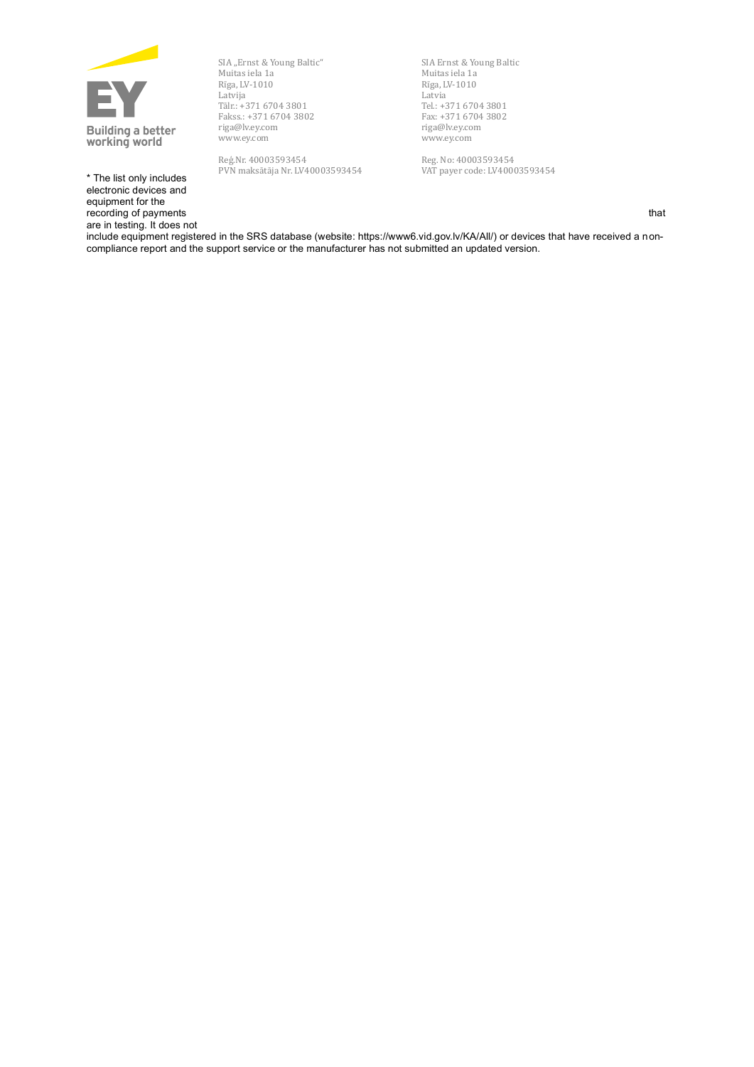* The list only includes electronic devices and equipment for the recording of payments that are in testing. It does not include equipment registered in the SRS database (website: https://www6.vid.gov.lv/KA/All/) or devices that have received a non-compliance report and the support service or the manufacturer has not submitted an updated version.